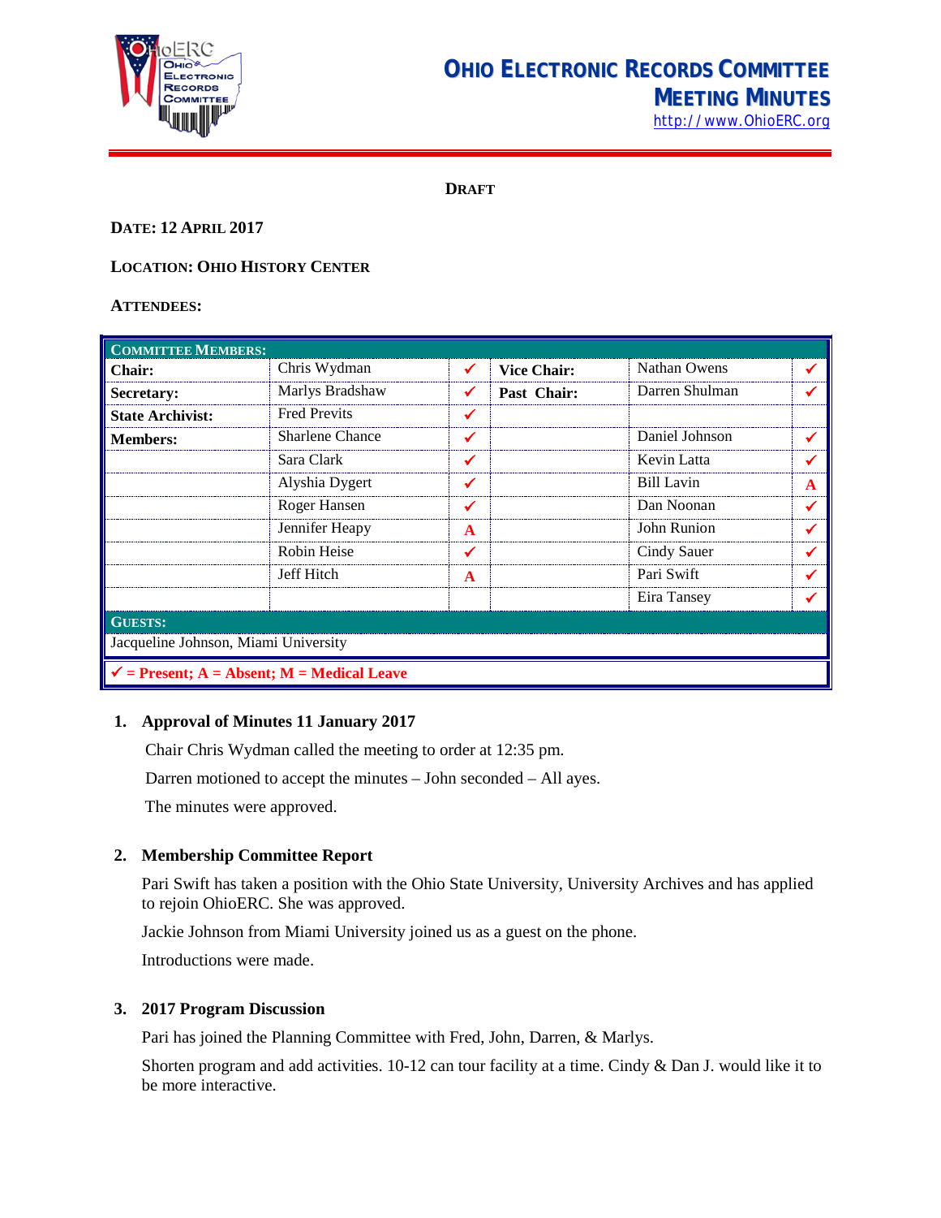# OHIO ELECTRONIC RECORDS COMMITTEE
## MEETING MINUTES

http://www.OhioERC.org

**DRAFT**

**DATE: 12 APRIL 2017**

**LOCATION: OHIO HISTORY CENTER**

**ATTENDEES:**

| COMMITTEE MEMBERS: | | | | | |
|---|---|---|---|---|---|
| **Chair:** | Chris Wydman | ✓ | **Vice Chair:** | Nathan Owens | ✓ |
| **Secretary:** | Marlys Bradshaw | ✓ | **Past Chair:** | Darren Shulman | ✓ |
| **State Archivist:** | Fred Previts | ✓ | | | |
| **Members:** | Sharlene Chance | ✓ | | Daniel Johnson | ✓ |
| | Sara Clark | ✓ | | Kevin Latta | ✓ |
| | Alyshia Dygert | ✓ | | Bill Lavin | A |
| | Roger Hansen | ✓ | | Dan Noonan | ✓ |
| | Jennifer Heapy | A | | John Runion | ✓ |
| | Robin Heise | ✓ | | Cindy Sauer | ✓ |
| | Jeff Hitch | A | | Pari Swift | ✓ |
| | | | | Eira Tansey | ✓ |
| **GUESTS:** | | | | | |
| Jacqueline Johnson, Miami University | | | | | |
| ✓ = Present; A = Absent; M = Medical Leave | | | | | |

1. **Approval of Minutes 11 January 2017**

   Chair Chris Wydman called the meeting to order at 12:35 pm.

   Darren motioned to accept the minutes – John seconded – All ayes.

   The minutes were approved.

2. **Membership Committee Report**

   Pari Swift has taken a position with the Ohio State University, University Archives and has applied to rejoin OhioERC. She was approved.

   Jackie Johnson from Miami University joined us as a guest on the phone.

   Introductions were made.

3. **2017 Program Discussion**

   Pari has joined the Planning Committee with Fred, John, Darren, & Marlys.

   Shorten program and add activities. 10-12 can tour facility at a time. Cindy & Dan J. would like it to be more interactive.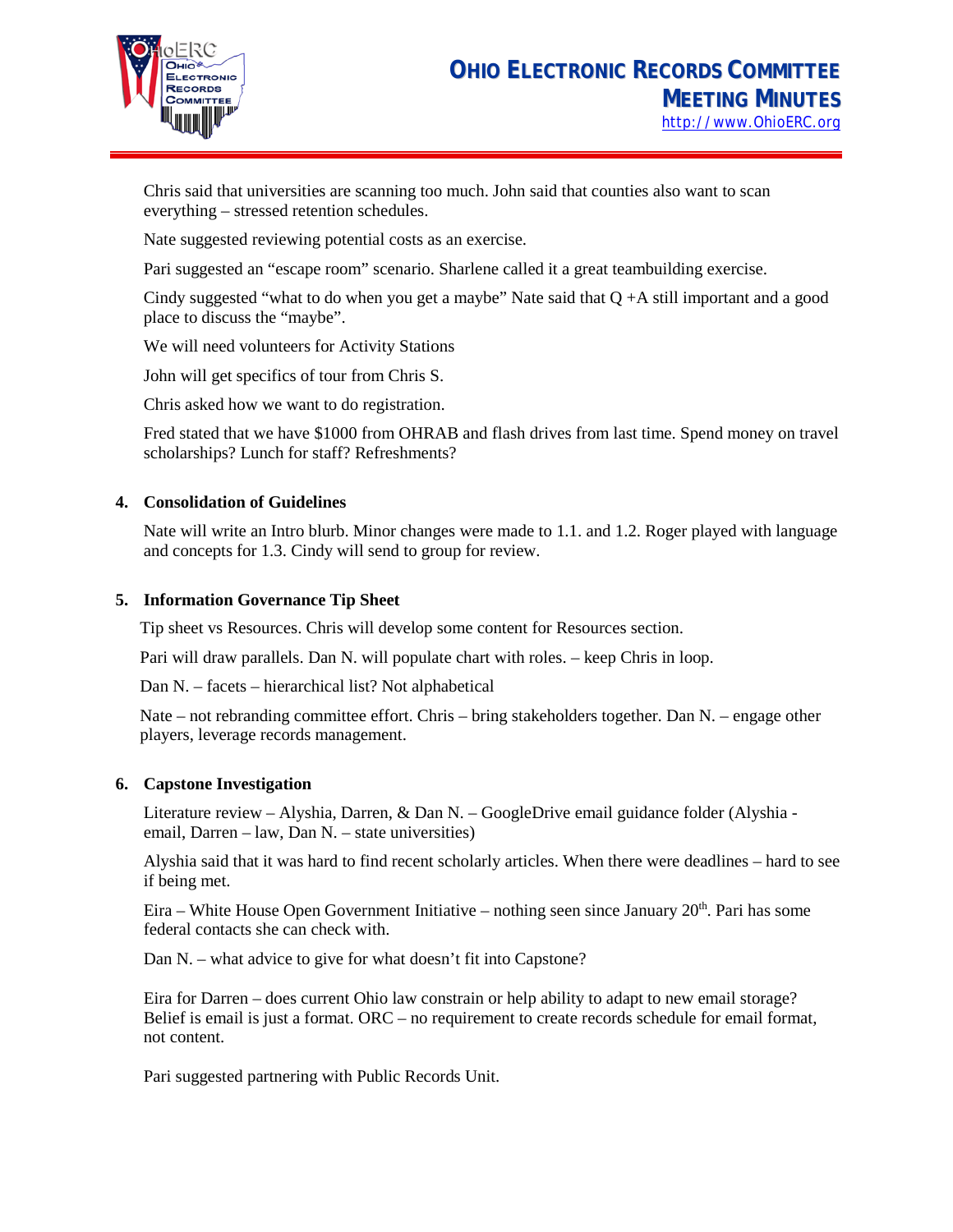Chris said that universities are scanning too much. John said that counties also want to scan everything – stressed retention schedules.

Nate suggested reviewing potential costs as an exercise.

Pari suggested an “escape room” scenario. Sharlene called it a great teambuilding exercise.

Cindy suggested “what to do when you get a maybe” Nate said that Q +A still important and a good place to discuss the “maybe”.

We will need volunteers for Activity Stations

John will get specifics of tour from Chris S.

Chris asked how we want to do registration.

Fred stated that we have $1000 from OHRAB and flash drives from last time. Spend money on travel scholarships? Lunch for staff? Refreshments?

**4. Consolidation of Guidelines**

Nate will write an Intro blurb. Minor changes were made to 1.1. and 1.2. Roger played with language and concepts for 1.3. Cindy will send to group for review.

**5. Information Governance Tip Sheet**

Tip sheet vs Resources. Chris will develop some content for Resources section.

Pari will draw parallels. Dan N. will populate chart with roles. – keep Chris in loop.

Dan N. – facets – hierarchical list? Not alphabetical

Nate – not rebranding committee effort. Chris – bring stakeholders together. Dan N. – engage other players, leverage records management.

**6. Capstone Investigation**

Literature review – Alyshia, Darren, & Dan N. – GoogleDrive email guidance folder (Alyshia - email, Darren – law, Dan N. – state universities)

Alyshia said that it was hard to find recent scholarly articles. When there were deadlines – hard to see if being met.

Eira – White House Open Government Initiative – nothing seen since January 20th. Pari has some federal contacts she can check with.

Dan N. – what advice to give for what doesn’t fit into Capstone?

Eira for Darren – does current Ohio law constrain or help ability to adapt to new email storage? Belief is email is just a format. ORC – no requirement to create records schedule for email format, not content.

Pari suggested partnering with Public Records Unit.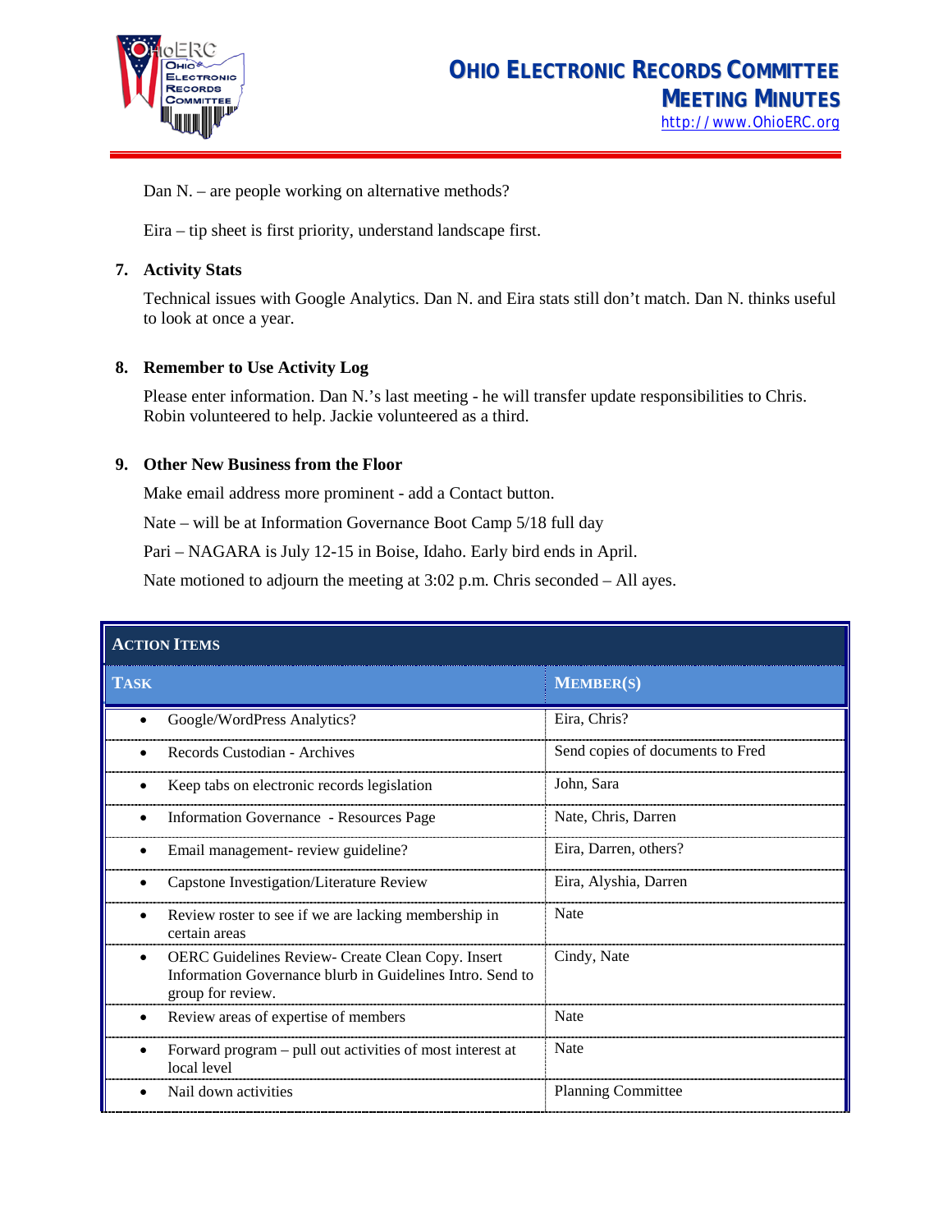Dan N. – are people working on alternative methods?

Eira – tip sheet is first priority, understand landscape first.

**7. Activity Stats**

Technical issues with Google Analytics. Dan N. and Eira stats still don't match. Dan N. thinks useful to look at once a year.

**8. Remember to Use Activity Log**

Please enter information. Dan N.'s last meeting - he will transfer update responsibilities to Chris. Robin volunteered to help. Jackie volunteered as a third.

**9. Other New Business from the Floor**

Make email address more prominent - add a Contact button.

Nate – will be at Information Governance Boot Camp 5/18 full day

Pari – NAGARA is July 12-15 in Boise, Idaho. Early bird ends in April.

Nate motioned to adjourn the meeting at 3:02 p.m. Chris seconded – All ayes.

**ACTION ITEMS**

| TASK | MEMBER(S) |
|---|---|
| • Google/WordPress Analytics? | Eira, Chris? |
| • Records Custodian - Archives | Send copies of documents to Fred |
| • Keep tabs on electronic records legislation | John, Sara |
| • Information Governance - Resources Page | Nate, Chris, Darren |
| • Email management- review guideline? | Eira, Darren, others? |
| • Capstone Investigation/Literature Review | Eira, Alyshia, Darren |
| • Review roster to see if we are lacking membership in certain areas | Nate |
| • OERC Guidelines Review- Create Clean Copy. Insert Information Governance blurb in Guidelines Intro. Send to group for review. | Cindy, Nate |
| • Review areas of expertise of members | Nate |
| • Forward program – pull out activities of most interest at local level | Nate |
| • Nail down activities | Planning Committee |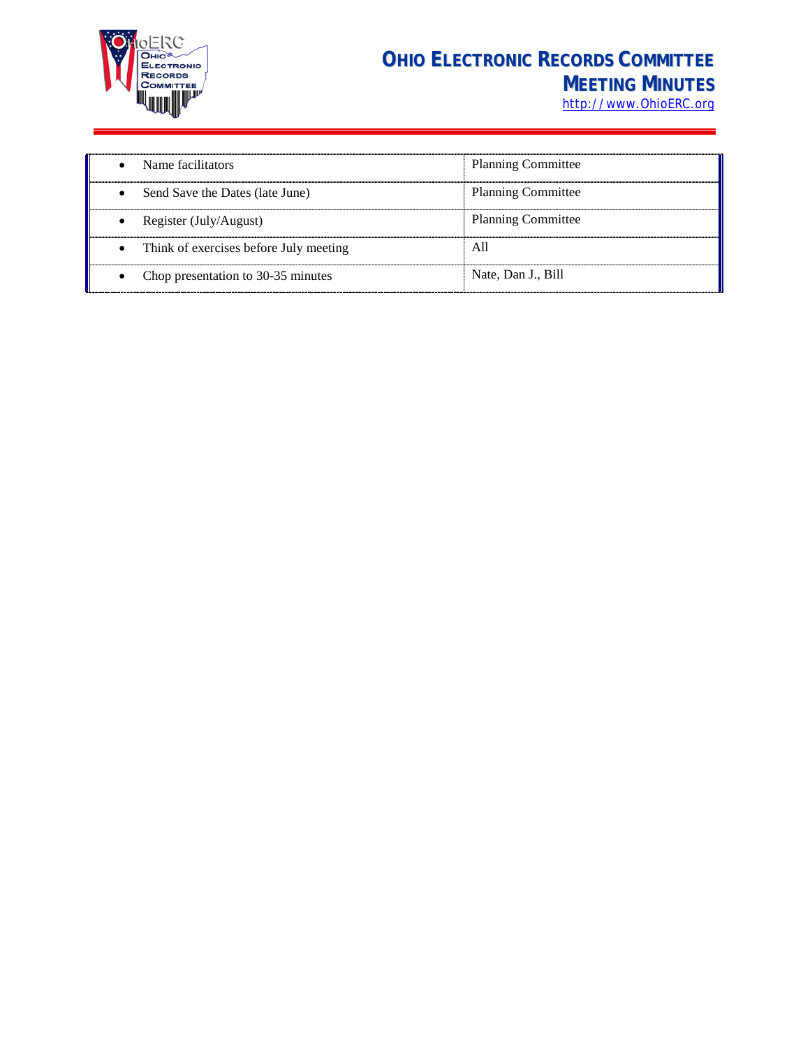| | |
|---|---|
| • Name facilitators | Planning Committee |
| • Send Save the Dates (late June) | Planning Committee |
| • Register (July/August) | Planning Committee |
| • Think of exercises before July meeting | All |
| • Chop presentation to 30-35 minutes | Nate, Dan J., Bill |